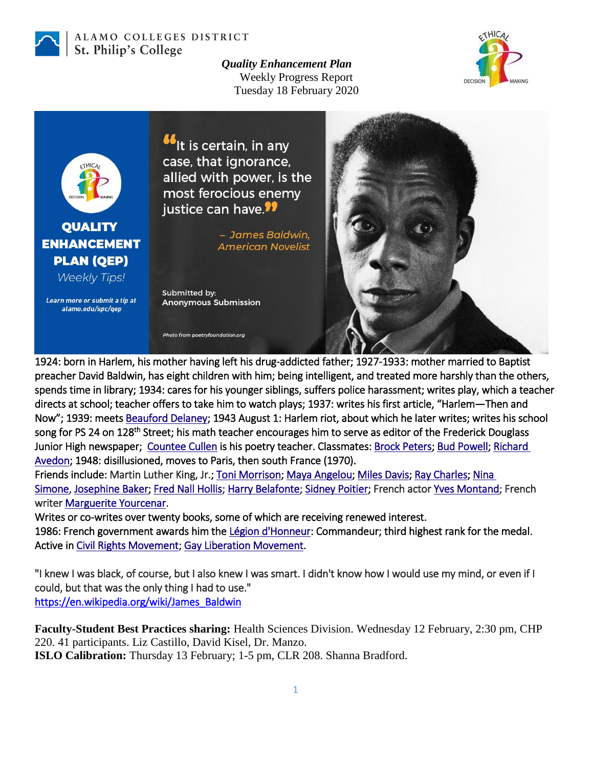ALAMO COLLEGES DISTRICT
St. Philip's College

***Quality Enhancement Plan***
Weekly Progress Report
Tuesday 18 February 2020

**QUALITY ENHANCEMENT PLAN (QEP)**
*Weekly Tips!*

*Learn more or submit a tip at alamo.edu/spc/qep*

"It is certain, in any case, that ignorance, allied with power, is the most ferocious enemy justice can have."

*– James Baldwin, American Novelist*

Submitted by:
Anonymous Submission

*Photo from poetryfoundation.org*

1924: born in Harlem, his mother having left his drug-addicted father; 1927-1933: mother married to Baptist preacher David Baldwin, has eight children with him; being intelligent, and treated more harshly than the others, spends time in library; 1934: cares for his younger siblings, suffers police harassment; writes play, which a teacher directs at school; teacher offers to take him to watch plays; 1937: writes his first article, "Harlem—Then and Now"; 1939: meets Beauford Delaney; 1943 August 1: Harlem riot, about which he later writes; writes his school song for PS 24 on 128th Street; his math teacher encourages him to serve as editor of the Frederick Douglass Junior High newspaper; Countee Cullen is his poetry teacher. Classmates: Brock Peters; Bud Powell; Richard Avedon; 1948: disillusioned, moves to Paris, then south France (1970).
Friends include: Martin Luther King, Jr.; Toni Morrison; Maya Angelou; Miles Davis; Ray Charles; Nina Simone, Josephine Baker; Fred Nall Hollis; Harry Belafonte; Sidney Poitier; French actor Yves Montand; French writer Marguerite Yourcenar.
Writes or co-writes over twenty books, some of which are receiving renewed interest.
1986: French government awards him the Légion d'Honneur: Commandeur; third highest rank for the medal.
Active in Civil Rights Movement; Gay Liberation Movement.

"I knew I was black, of course, but I also knew I was smart. I didn't know how I would use my mind, or even if I could, but that was the only thing I had to use."
https://en.wikipedia.org/wiki/James_Baldwin

**Faculty-Student Best Practices sharing:** Health Sciences Division. Wednesday 12 February, 2:30 pm, CHP 220. 41 participants. Liz Castillo, David Kisel, Dr. Manzo.
**ISLO Calibration:** Thursday 13 February; 1-5 pm, CLR 208. Shanna Bradford.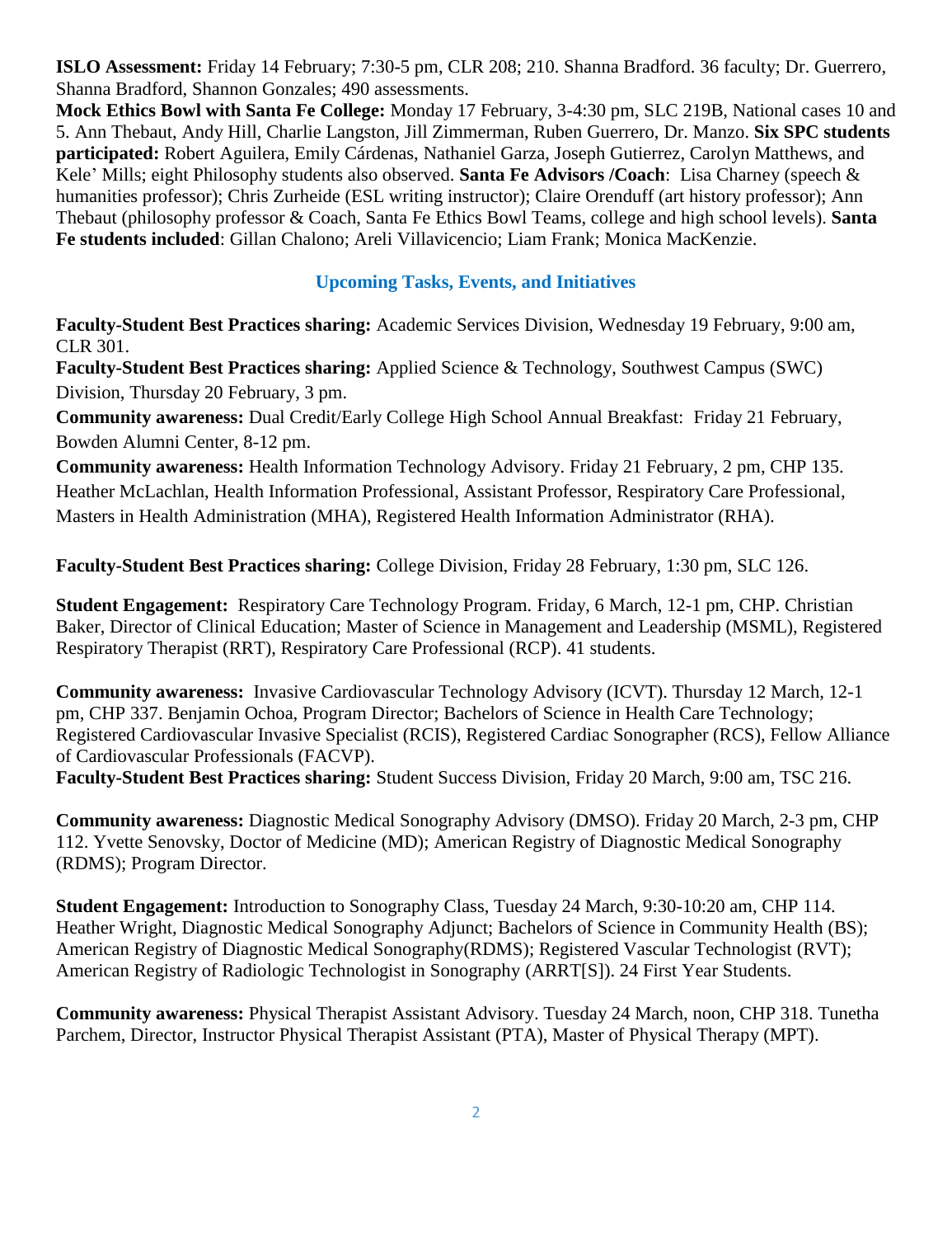**ISLO Assessment:** Friday 14 February; 7:30-5 pm, CLR 208; 210. Shanna Bradford. 36 faculty; Dr. Guerrero, Shanna Bradford, Shannon Gonzales; 490 assessments.

**Mock Ethics Bowl with Santa Fe College:** Monday 17 February, 3-4:30 pm, SLC 219B, National cases 10 and 5. Ann Thebaut, Andy Hill, Charlie Langston, Jill Zimmerman, Ruben Guerrero, Dr. Manzo. **Six SPC students participated:** Robert Aguilera, Emily Cárdenas, Nathaniel Garza, Joseph Gutierrez, Carolyn Matthews, and Kele' Mills; eight Philosophy students also observed. **Santa Fe Advisors /Coach**: Lisa Charney (speech & humanities professor); Chris Zurheide (ESL writing instructor); Claire Orenduff (art history professor); Ann Thebaut (philosophy professor & Coach, Santa Fe Ethics Bowl Teams, college and high school levels). **Santa Fe students included**: Gillan Chalono; Areli Villavicencio; Liam Frank; Monica MacKenzie.

## Upcoming Tasks, Events, and Initiatives

**Faculty-Student Best Practices sharing:** Academic Services Division, Wednesday 19 February, 9:00 am, CLR 301.

**Faculty-Student Best Practices sharing:** Applied Science & Technology, Southwest Campus (SWC) Division, Thursday 20 February, 3 pm.

**Community awareness:** Dual Credit/Early College High School Annual Breakfast: Friday 21 February, Bowden Alumni Center, 8-12 pm.

**Community awareness:** Health Information Technology Advisory. Friday 21 February, 2 pm, CHP 135. Heather McLachlan, Health Information Professional, Assistant Professor, Respiratory Care Professional, Masters in Health Administration (MHA), Registered Health Information Administrator (RHA).

**Faculty-Student Best Practices sharing:** College Division, Friday 28 February, 1:30 pm, SLC 126.

**Student Engagement:** Respiratory Care Technology Program. Friday, 6 March, 12-1 pm, CHP. Christian Baker, Director of Clinical Education; Master of Science in Management and Leadership (MSML), Registered Respiratory Therapist (RRT), Respiratory Care Professional (RCP). 41 students.

**Community awareness:** Invasive Cardiovascular Technology Advisory (ICVT). Thursday 12 March, 12-1 pm, CHP 337. Benjamin Ochoa, Program Director; Bachelors of Science in Health Care Technology; Registered Cardiovascular Invasive Specialist (RCIS), Registered Cardiac Sonographer (RCS), Fellow Alliance of Cardiovascular Professionals (FACVP).

**Faculty-Student Best Practices sharing:** Student Success Division, Friday 20 March, 9:00 am, TSC 216.

**Community awareness:** Diagnostic Medical Sonography Advisory (DMSO). Friday 20 March, 2-3 pm, CHP 112. Yvette Senovsky, Doctor of Medicine (MD); American Registry of Diagnostic Medical Sonography (RDMS); Program Director.

**Student Engagement:** Introduction to Sonography Class, Tuesday 24 March, 9:30-10:20 am, CHP 114. Heather Wright, Diagnostic Medical Sonography Adjunct; Bachelors of Science in Community Health (BS); American Registry of Diagnostic Medical Sonography(RDMS); Registered Vascular Technologist (RVT); American Registry of Radiologic Technologist in Sonography (ARRT[S]). 24 First Year Students.

**Community awareness:** Physical Therapist Assistant Advisory. Tuesday 24 March, noon, CHP 318. Tunetha Parchem, Director, Instructor Physical Therapist Assistant (PTA), Master of Physical Therapy (MPT).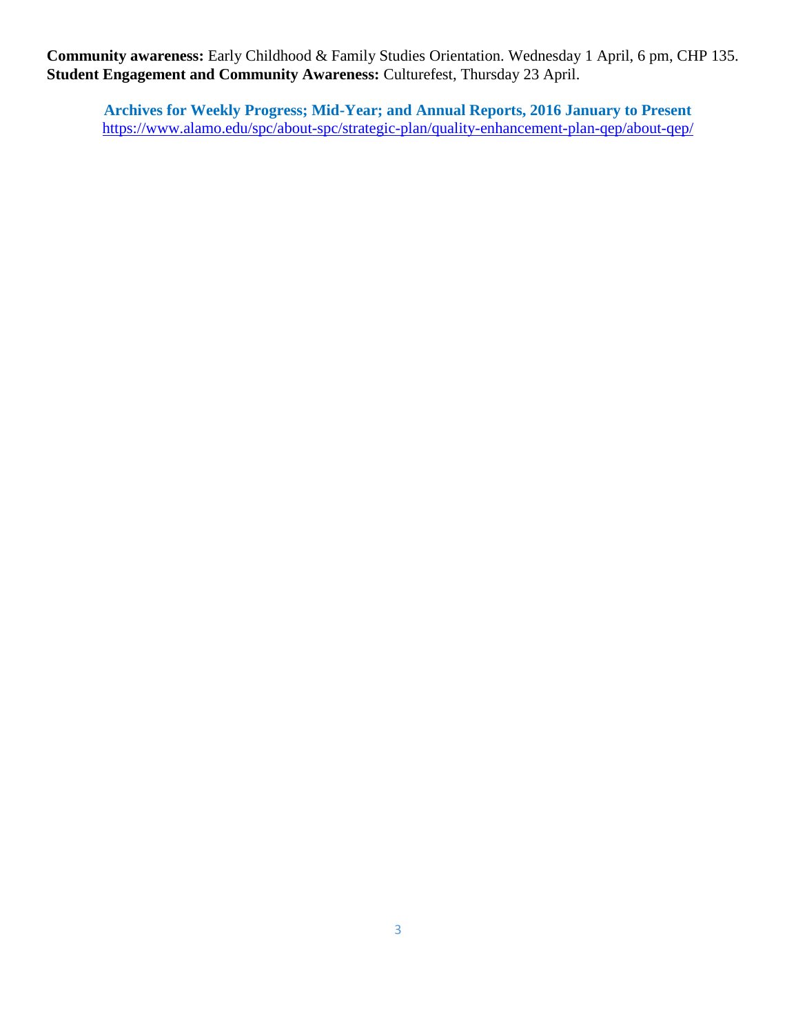**Community awareness:** Early Childhood & Family Studies Orientation. Wednesday 1 April, 6 pm, CHP 135.
**Student Engagement and Community Awareness:** Culturefest, Thursday 23 April.

**Archives for Weekly Progress; Mid-Year; and Annual Reports, 2016 January to Present**
https://www.alamo.edu/spc/about-spc/strategic-plan/quality-enhancement-plan-qep/about-qep/